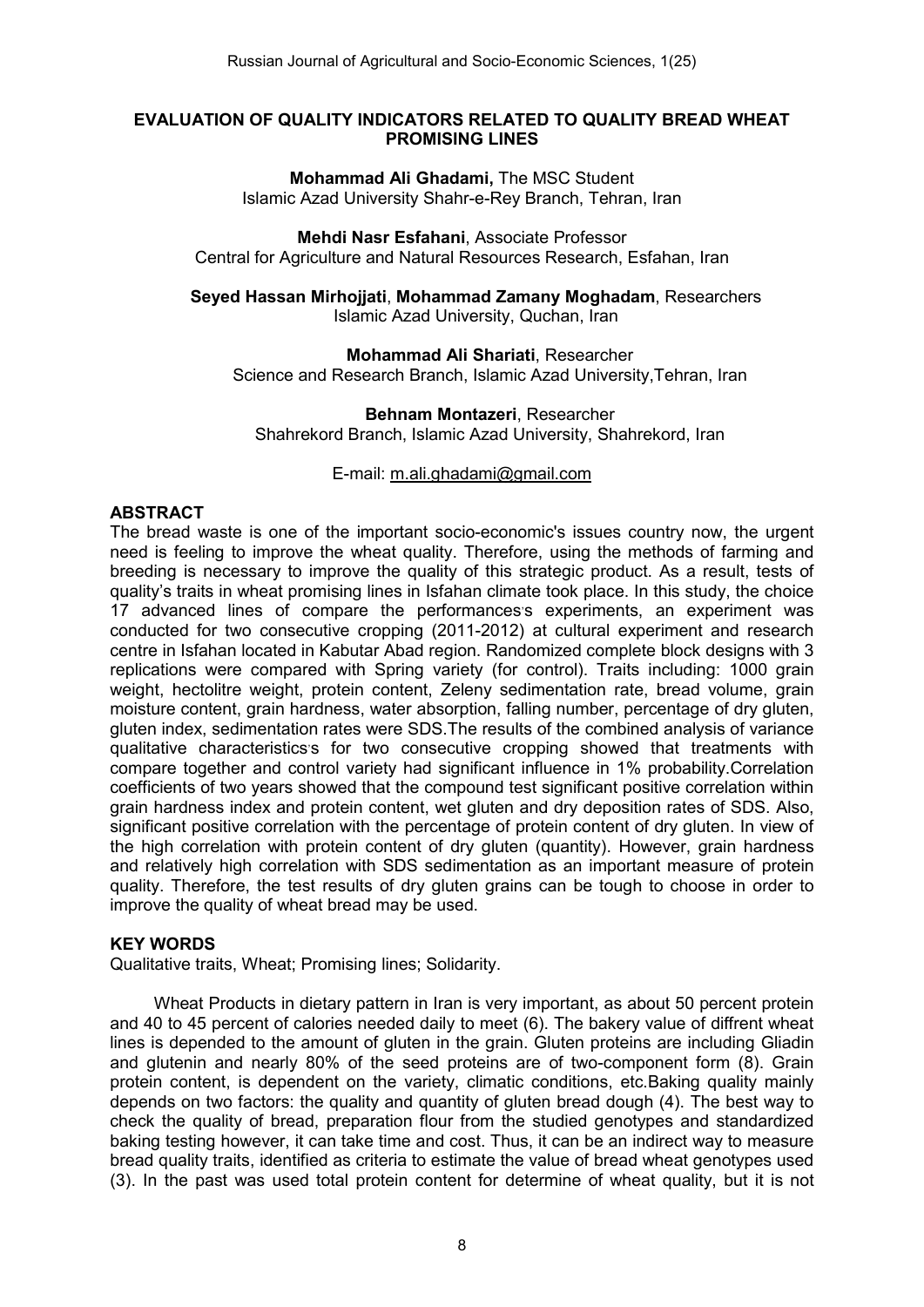# EVALUATION OF QUALITY INDICATORS RELATED TO QUALITY BREAD WHEAT PROMISING LINES

**Mohammad Ali Ghadami,** The MSC Student
Islamic Azad University Shahr-e-Rey Branch, Tehran, Iran

**Mehdi Nasr Esfahani**, Associate Professor
Central for Agriculture and Natural Resources Research, Esfahan, Iran

**Seyed Hassan Mirhojjati**, **Mohammad Zamany Moghadam**, Researchers
Islamic Azad University, Quchan, Iran

**Mohammad Ali Shariati**, Researcher
Science and Research Branch, Islamic Azad University,Tehran, Iran

**Behnam Montazeri**, Researcher
Shahrekord Branch, Islamic Azad University, Shahrekord, Iran

E-mail: m.ali.ghadami@gmail.com

## ABSTRACT

The bread waste is one of the important socio-economic's issues country now, the urgent need is feeling to improve the wheat quality. Therefore, using the methods of farming and breeding is necessary to improve the quality of this strategic product. As a result, tests of quality's traits in wheat promising lines in Isfahan climate took place. In this study, the choice 17 advanced lines of compare the performances's experiments, an experiment was conducted for two consecutive cropping (2011-2012) at cultural experiment and research centre in Isfahan located in Kabutar Abad region. Randomized complete block designs with 3 replications were compared with Spring variety (for control). Traits including: 1000 grain weight, hectolitre weight, protein content, Zeleny sedimentation rate, bread volume, grain moisture content, grain hardness, water absorption, falling number, percentage of dry gluten, gluten index, sedimentation rates were SDS.The results of the combined analysis of variance qualitative characteristics's for two consecutive cropping showed that treatments with compare together and control variety had significant influence in 1% probability.Correlation coefficients of two years showed that the compound test significant positive correlation within grain hardness index and protein content, wet gluten and dry deposition rates of SDS. Also, significant positive correlation with the percentage of protein content of dry gluten. In view of the high correlation with protein content of dry gluten (quantity). However, grain hardness and relatively high correlation with SDS sedimentation as an important measure of protein quality. Therefore, the test results of dry gluten grains can be tough to choose in order to improve the quality of wheat bread may be used.

## KEY WORDS

Qualitative traits, Wheat; Promising lines; Solidarity.

Wheat Products in dietary pattern in Iran is very important, as about 50 percent protein and 40 to 45 percent of calories needed daily to meet (6). The bakery value of diffrent wheat lines is depended to the amount of gluten in the grain. Gluten proteins are including Gliadin and glutenin and nearly 80% of the seed proteins are of two-component form (8). Grain protein content, is dependent on the variety, climatic conditions, etc.Baking quality mainly depends on two factors: the quality and quantity of gluten bread dough (4). The best way to check the quality of bread, preparation flour from the studied genotypes and standardized baking testing however, it can take time and cost. Thus, it can be an indirect way to measure bread quality traits, identified as criteria to estimate the value of bread wheat genotypes used (3). In the past was used total protein content for determine of wheat quality, but it is not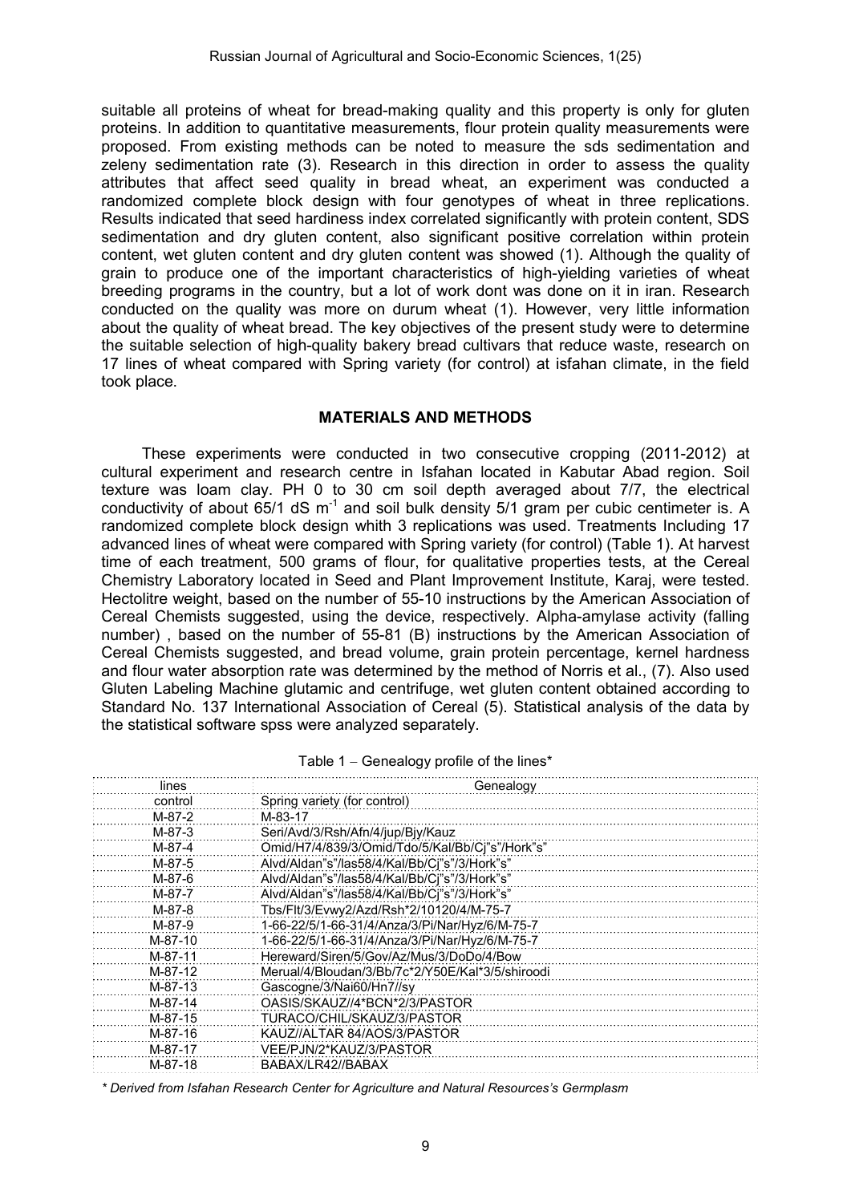suitable all proteins of wheat for bread-making quality and this property is only for gluten proteins. In addition to quantitative measurements, flour protein quality measurements were proposed. From existing methods can be noted to measure the sds sedimentation and zeleny sedimentation rate (3). Research in this direction in order to assess the quality attributes that affect seed quality in bread wheat, an experiment was conducted a randomized complete block design with four genotypes of wheat in three replications. Results indicated that seed hardiness index correlated significantly with protein content, SDS sedimentation and dry gluten content, also significant positive correlation within protein content, wet gluten content and dry gluten content was showed (1). Although the quality of grain to produce one of the important characteristics of high-yielding varieties of wheat breeding programs in the country, but a lot of work dont was done on it in iran. Research conducted on the quality was more on durum wheat (1). However, very little information about the quality of wheat bread. The key objectives of the present study were to determine the suitable selection of high-quality bakery bread cultivars that reduce waste, research on 17 lines of wheat compared with Spring variety (for control) at isfahan climate, in the field took place.

## MATERIALS AND METHODS

These experiments were conducted in two consecutive cropping (2011-2012) at cultural experiment and research centre in Isfahan located in Kabutar Abad region. Soil texture was loam clay. PH 0 to 30 cm soil depth averaged about 7/7, the electrical conductivity of about 65/1 dS $m^{-1}$ and soil bulk density 5/1 gram per cubic centimeter is. A randomized complete block design whith 3 replications was used. Treatments Including 17 advanced lines of wheat were compared with Spring variety (for control) (Table 1). At harvest time of each treatment, 500 grams of flour, for qualitative properties tests, at the Cereal Chemistry Laboratory located in Seed and Plant Improvement Institute, Karaj, were tested. Hectolitre weight, based on the number of 55-10 instructions by the American Association of Cereal Chemists suggested, using the device, respectively. Alpha-amylase activity (falling number) , based on the number of 55-81 (B) instructions by the American Association of Cereal Chemists suggested, and bread volume, grain protein percentage, kernel hardness and flour water absorption rate was determined by the method of Norris et al., (7). Also used Gluten Labeling Machine glutamic and centrifuge, wet gluten content obtained according to Standard No. 137 International Association of Cereal (5). Statistical analysis of the data by the statistical software spss were analyzed separately.

Table 1 – Genealogy profile of the lines*

| lines | Genealogy |
|---|---|
| control | Spring variety (for control) |
| M-87-2 | M-83-17 |
| M-87-3 | Seri/Avd/3/Rsh/Afn/4/jup/Bjy/Kauz |
| M-87-4 | Omid/H7/4/839/3/Omid/Tdo/5/Kal/Bb/Cj"s"/Hork"s" |
| M-87-5 | Alvd/Aldan"s"/las58/4/Kal/Bb/Cj"s"/3/Hork"s" |
| M-87-6 | Alvd/Aldan"s"/las58/4/Kal/Bb/Cj"s"/3/Hork"s" |
| M-87-7 | Alvd/Aldan"s"/las58/4/Kal/Bb/Cj"s"/3/Hork"s" |
| M-87-8 | Tbs/Flt/3/Evwy2/Azd/Rsh*2/10120/4/M-75-7 |
| M-87-9 | 1-66-22/5/1-66-31/4/Anza/3/Pi/Nar/Hyz/6/M-75-7 |
| M-87-10 | 1-66-22/5/1-66-31/4/Anza/3/Pi/Nar/Hyz/6/M-75-7 |
| M-87-11 | Hereward/Siren/5/Gov/Az/Mus/3/DoDo/4/Bow |
| M-87-12 | Merual/4/Bloudan/3/Bb/7c*2/Y50E/Kal*3/5/shiroodi |
| M-87-13 | Gascogne/3/Nai60/Hn7//sy |
| M-87-14 | OASIS/SKAUZ//4*BCN*2/3/PASTOR |
| M-87-15 | TURACO/CHIL/SKAUZ/3/PASTOR |
| M-87-16 | KAUZ//ALTAR 84/AOS/3/PASTOR |
| M-87-17 | VEE/PJN/2*KAUZ/3/PASTOR |
| M-87-18 | BABAX/LR42//BABAX |

*\* Derived from Isfahan Research Center for Agriculture and Natural Resources's Germplasm*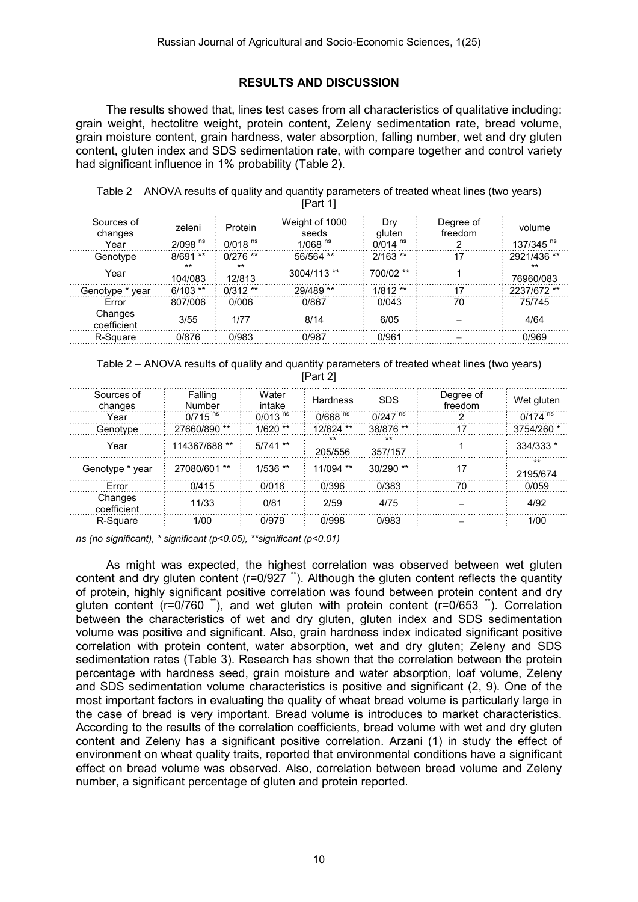## RESULTS AND DISCUSSION

The results showed that, lines test cases from all characteristics of qualitative including: grain weight, hectolitre weight, protein content, Zeleny sedimentation rate, bread volume, grain moisture content, grain hardness, water absorption, falling number, wet and dry gluten content, gluten index and SDS sedimentation rate, with compare together and control variety had significant influence in 1% probability (Table 2).

Table 2 – ANOVA results of quality and quantity parameters of treated wheat lines (two years) [Part 1]

| Sources of changes | zeleni | Protein | Weight of 1000 seeds | Dry gluten | Degree of freedom | volume |
|---|---|---|---|---|---|---|
| Year | 2/098 ns | 0/018 ns | 1/068 ns | 0/014 ns | 2 | 137/345 ns |
| Genotype | 8/691 ** | 0/276 ** | 56/564 ** | 2/163 ** | 17 | 2921/436 ** |
| Year | ** 104/083 | ** 12/813 | 3004/113 ** | 700/02 ** | 1 | ** 76960/083 |
| Genotype * year | 6/103 ** | 0/312 ** | 29/489 ** | 1/812 ** | 17 | 2237/672 ** |
| Error | 807/006 | 0/006 | 0/867 | 0/043 | 70 | 75/745 |
| Changes coefficient | 3/55 | 1/77 | 8/14 | 6/05 | – | 4/64 |
| R-Square | 0/876 | 0/983 | 0/987 | 0/961 | – | 0/969 |

Table 2 – ANOVA results of quality and quantity parameters of treated wheat lines (two years) [Part 2]

| Sources of changes | Falling Number | Water intake | Hardness | SDS | Degree of freedom | Wet gluten |
|---|---|---|---|---|---|---|
| Year | 0/715 ns | 0/013 ns | 0/668 ns | 0/247 ns | 2 | 0/174 ns |
| Genotype | 27660/890 ** | 1/620 ** | 12/624 ** | 38/876 ** | 17 | 3754/260 * |
| Year | 114367/688 ** | 5/741 ** | ** 205/556 | ** 357/157 | 1 | 334/333 * |
| Genotype * year | 27080/601 ** | 1/536 ** | 11/094 ** | 30/290 ** | 17 | ** 2195/674 |
| Error | 0/415 | 0/018 | 0/396 | 0/383 | 70 | 0/059 |
| Changes coefficient | 11/33 | 0/81 | 2/59 | 4/75 | – | 4/92 |
| R-Square | 1/00 | 0/979 | 0/998 | 0/983 | – | 1/00 |

*ns (no significant), * significant (p<0.05), **significant (p<0.01)*

As might was expected, the highest correlation was observed between wet gluten content and dry gluten content (r=0/927 **). Although the gluten content reflects the quantity of protein, highly significant positive correlation was found between protein content and dry gluten content (r=0/760 **), and wet gluten with protein content (r=0/653 **). Correlation between the characteristics of wet and dry gluten, gluten index and SDS sedimentation volume was positive and significant. Also, grain hardness index indicated significant positive correlation with protein content, water absorption, wet and dry gluten; Zeleny and SDS sedimentation rates (Table 3). Research has shown that the correlation between the protein percentage with hardness seed, grain moisture and water absorption, loaf volume, Zeleny and SDS sedimentation volume characteristics is positive and significant (2, 9). One of the most important factors in evaluating the quality of wheat bread volume is particularly large in the case of bread is very important. Bread volume is introduces to market characteristics. According to the results of the correlation coefficients, bread volume with wet and dry gluten content and Zeleny has a significant positive correlation. Arzani (1) in study the effect of environment on wheat quality traits, reported that environmental conditions have a significant effect on bread volume was observed. Also, correlation between bread volume and Zeleny number, a significant percentage of gluten and protein reported.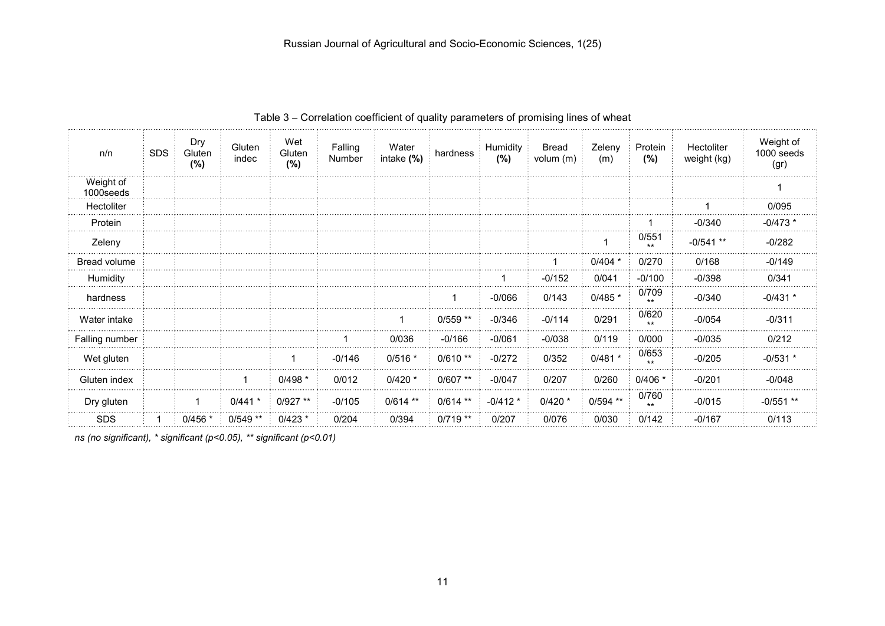Table 3 – Correlation coefficient of quality parameters of promising lines of wheat

| n/n | SDS | Dry Gluten (%) | Gluten indec | Wet Gluten (%) | Falling Number | Water intake (%) | hardness | Humidity (%) | Bread volum (m) | Zeleny (m) | Protein (%) | Hectoliter weight (kg) | Weight of 1000 seeds (gr) |
|---|---|---|---|---|---|---|---|---|---|---|---|---|---|
| Weight of 1000seeds | | | | | | | | | | | | | 1 |
| Hectoliter | | | | | | | | | | | | 1 | 0/095 |
| Protein | | | | | | | | | | | 1 | -0/340 | -0/473 * |
| Zeleny | | | | | | | | | | 1 | 0/551 ** | -0/541 ** | -0/282 |
| Bread volume | | | | | | | | | 1 | 0/404 * | 0/270 | 0/168 | -0/149 |
| Humidity | | | | | | | | 1 | -0/152 | 0/041 | -0/100 | -0/398 | 0/341 |
| hardness | | | | | | | 1 | -0/066 | 0/143 | 0/485 * | 0/709 ** | -0/340 | -0/431 * |
| Water intake | | | | | | 1 | 0/559 ** | -0/346 | -0/114 | 0/291 | 0/620 ** | -0/054 | -0/311 |
| Falling number | | | | | 1 | 0/036 | -0/166 | -0/061 | -0/038 | 0/119 | 0/000 | -0/035 | 0/212 |
| Wet gluten | | | | 1 | -0/146 | 0/516 * | 0/610 ** | -0/272 | 0/352 | 0/481 * | 0/653 ** | -0/205 | -0/531 * |
| Gluten index | | | 1 | 0/498 * | 0/012 | 0/420 * | 0/607 ** | -0/047 | 0/207 | 0/260 | 0/406 * | -0/201 | -0/048 |
| Dry gluten | | 1 | 0/441 * | 0/927 ** | -0/105 | 0/614 ** | 0/614 ** | -0/412 * | 0/420 * | 0/594 ** | 0/760 ** | -0/015 | -0/551 ** |
| SDS | 1 | 0/456 * | 0/549 ** | 0/423 * | 0/204 | 0/394 | 0/719 ** | 0/207 | 0/076 | 0/030 | 0/142 | -0/167 | 0/113 |

*ns (no significant), * significant (p<0.05), ** significant (p<0.01)*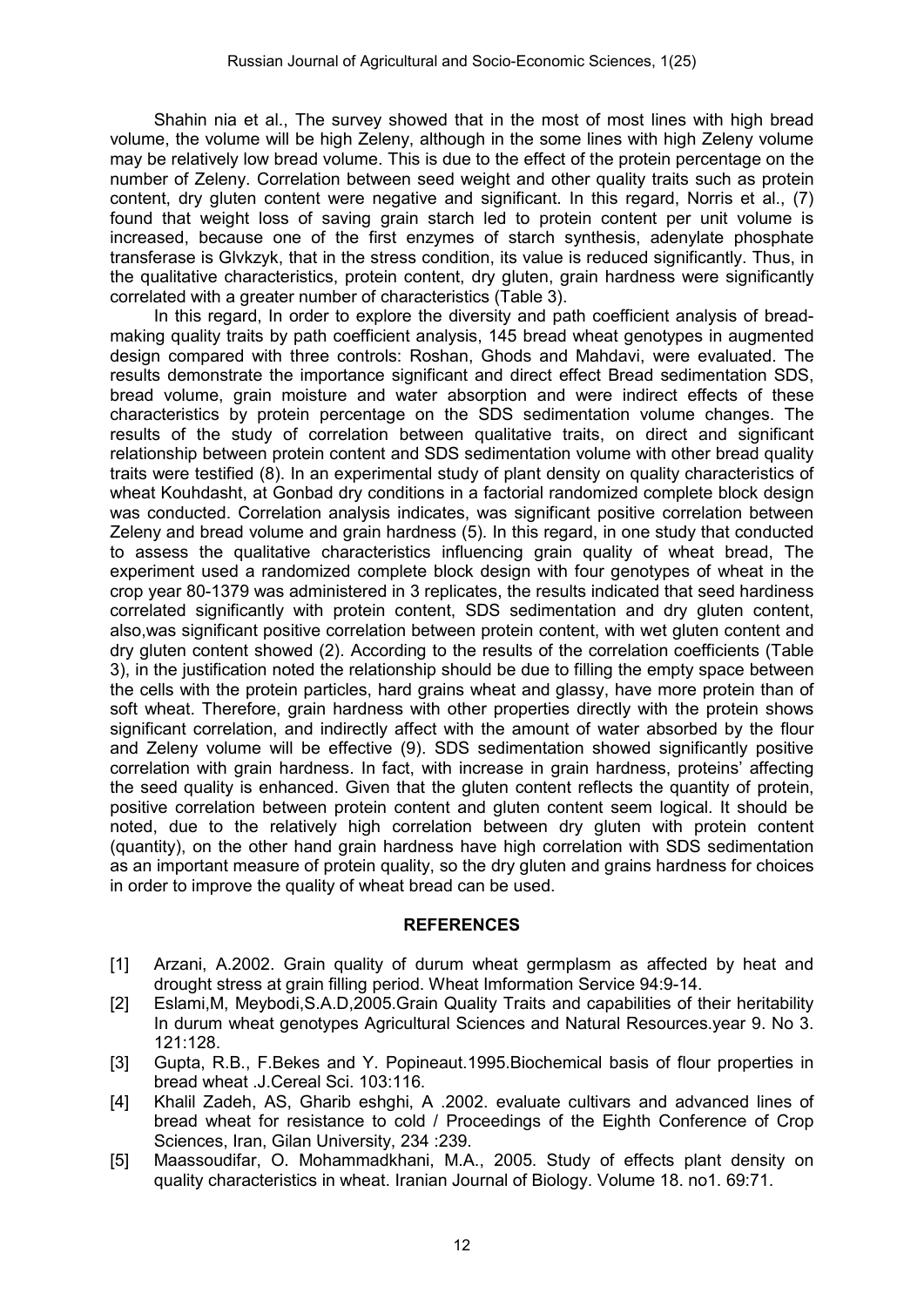Shahin nia et al., The survey showed that in the most of most lines with high bread volume, the volume will be high Zeleny, although in the some lines with high Zeleny volume may be relatively low bread volume. This is due to the effect of the protein percentage on the number of Zeleny. Correlation between seed weight and other quality traits such as protein content, dry gluten content were negative and significant. In this regard, Norris et al., (7) found that weight loss of saving grain starch led to protein content per unit volume is increased, because one of the first enzymes of starch synthesis, adenylate phosphate transferase is Glvkzyk, that in the stress condition, its value is reduced significantly. Thus, in the qualitative characteristics, protein content, dry gluten, grain hardness were significantly correlated with a greater number of characteristics (Table 3).

In this regard, In order to explore the diversity and path coefficient analysis of bread-making quality traits by path coefficient analysis, 145 bread wheat genotypes in augmented design compared with three controls: Roshan, Ghods and Mahdavi, were evaluated. The results demonstrate the importance significant and direct effect Bread sedimentation SDS, bread volume, grain moisture and water absorption and were indirect effects of these characteristics by protein percentage on the SDS sedimentation volume changes. The results of the study of correlation between qualitative traits, on direct and significant relationship between protein content and SDS sedimentation volume with other bread quality traits were testified (8). In an experimental study of plant density on quality characteristics of wheat Kouhdasht, at Gonbad dry conditions in a factorial randomized complete block design was conducted. Correlation analysis indicates, was significant positive correlation between Zeleny and bread volume and grain hardness (5). In this regard, in one study that conducted to assess the qualitative characteristics influencing grain quality of wheat bread, The experiment used a randomized complete block design with four genotypes of wheat in the crop year 80-1379 was administered in 3 replicates, the results indicated that seed hardness correlated significantly with protein content, SDS sedimentation and dry gluten content, also,was significant positive correlation between protein content, with wet gluten content and dry gluten content showed (2). According to the results of the correlation coefficients (Table 3), in the justification noted the relationship should be due to filling the empty space between the cells with the protein particles, hard grains wheat and glassy, have more protein than of soft wheat. Therefore, grain hardness with other properties directly with the protein shows significant correlation, and indirectly affect with the amount of water absorbed by the flour and Zeleny volume will be effective (9). SDS sedimentation showed significantly positive correlation with grain hardness. In fact, with increase in grain hardness, proteins' affecting the seed quality is enhanced. Given that the gluten content reflects the quantity of protein, positive correlation between protein content and gluten content seem logical. It should be noted, due to the relatively high correlation between dry gluten with protein content (quantity), on the other hand grain hardness have high correlation with SDS sedimentation as an important measure of protein quality, so the dry gluten and grains hardness for choices in order to improve the quality of wheat bread can be used.

## REFERENCES

[1] Arzani, A.2002. Grain quality of durum wheat germplasm as affected by heat and drought stress at grain filling period. Wheat Imformation Service 94:9-14.

[2] Eslami,M, Meybodi,S.A.D,2005.Grain Quality Traits and capabilities of their heritability In durum wheat genotypes Agricultural Sciences and Natural Resources.year 9. No 3. 121:128.

[3] Gupta, R.B., F.Bekes and Y. Popineaut.1995.Biochemical basis of flour properties in bread wheat .J.Cereal Sci. 103:116.

[4] Khalil Zadeh, AS, Gharib eshghi, A .2002. evaluate cultivars and advanced lines of bread wheat for resistance to cold / Proceedings of the Eighth Conference of Crop Sciences, Iran, Gilan University, 234 :239.

[5] Maassoudifar, O. Mohammadkhani, M.A., 2005. Study of effects plant density on quality characteristics in wheat. Iranian Journal of Biology. Volume 18. no1. 69:71.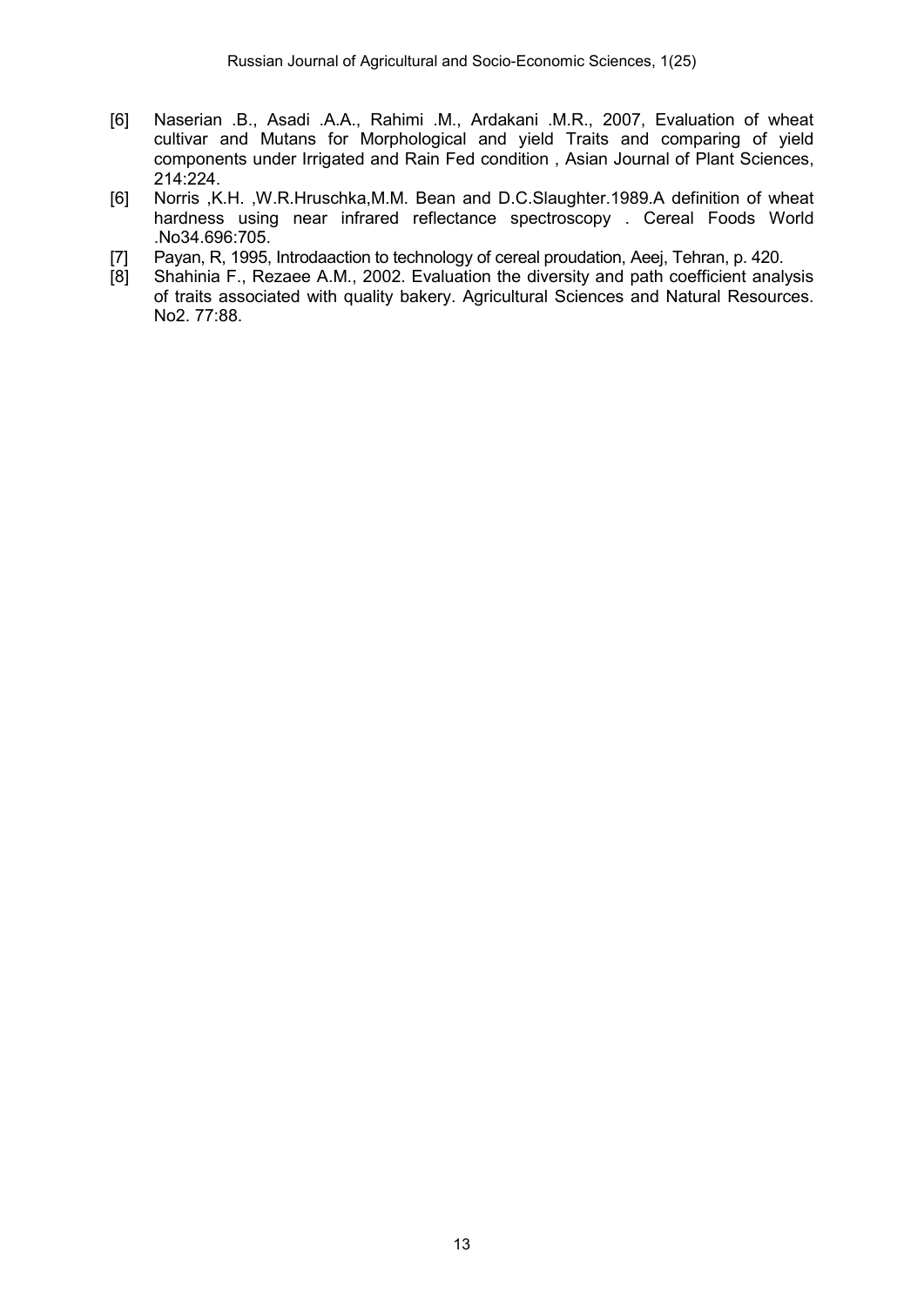[6] Naserian .B., Asadi .A.A., Rahimi .M., Ardakani .M.R., 2007, Evaluation of wheat cultivar and Mutans for Morphological and yield Traits and comparing of yield components under Irrigated and Rain Fed condition , Asian Journal of Plant Sciences, 214:224.

[6] Norris ,K.H. ,W.R.Hruschka,M.M. Bean and D.C.Slaughter.1989.A definition of wheat hardness using near infrared reflectance spectroscopy . Cereal Foods World .No34.696:705.

[7] Payan, R, 1995, Introdaaction to technology of cereal proudation, Aeej, Tehran, p. 420.

[8] Shahinia F., Rezaee A.M., 2002. Evaluation the diversity and path coefficient analysis of traits associated with quality bakery. Agricultural Sciences and Natural Resources. No2. 77:88.